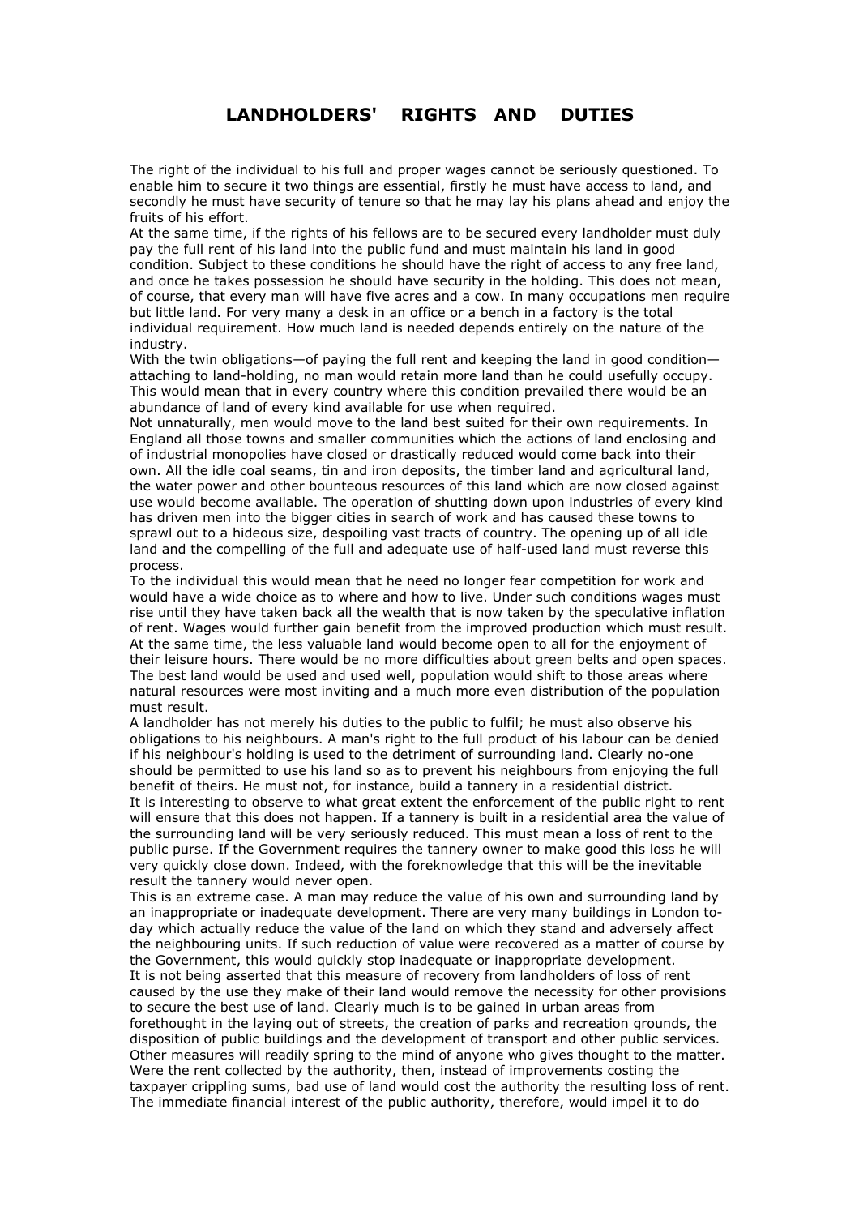# LANDHOLDERS' RIGHTS AND DUTIES

The right of the individual to his full and proper wages cannot be seriously questioned. To enable him to secure it two things are essential, firstly he must have access to land, and secondly he must have security of tenure so that he may lay his plans ahead and enjoy the fruits of his effort.

At the same time, if the rights of his fellows are to be secured every landholder must duly pay the full rent of his land into the public fund and must maintain his land in good condition. Subject to these conditions he should have the right of access to any free land, and once he takes possession he should have security in the holding. This does not mean, of course, that every man will have five acres and a cow. In many occupations men require but little land. For very many a desk in an office or a bench in a factory is the total individual requirement. How much land is needed depends entirely on the nature of the industry.

With the twin obligations—of paying the full rent and keeping the land in good condition—attaching to land-holding, no man would retain more land than he could usefully occupy. This would mean that in every country where this condition prevailed there would be an abundance of land of every kind available for use when required.

Not unnaturally, men would move to the land best suited for their own requirements. In England all those towns and smaller communities which the actions of land enclosing and of industrial monopolies have closed or drastically reduced would come back into their own. All the idle coal seams, tin and iron deposits, the timber land and agricultural land, the water power and other bounteous resources of this land which are now closed against use would become available. The operation of shutting down upon industries of every kind has driven men into the bigger cities in search of work and has caused these towns to sprawl out to a hideous size, despoiling vast tracts of country. The opening up of all idle land and the compelling of the full and adequate use of half-used land must reverse this process.

To the individual this would mean that he need no longer fear competition for work and would have a wide choice as to where and how to live. Under such conditions wages must rise until they have taken back all the wealth that is now taken by the speculative inflation of rent. Wages would further gain benefit from the improved production which must result. At the same time, the less valuable land would become open to all for the enjoyment of their leisure hours. There would be no more difficulties about green belts and open spaces. The best land would be used and used well, population would shift to those areas where natural resources were most inviting and a much more even distribution of the population must result.

A landholder has not merely his duties to the public to fulfil; he must also observe his obligations to his neighbours. A man's right to the full product of his labour can be denied if his neighbour's holding is used to the detriment of surrounding land. Clearly no-one should be permitted to use his land so as to prevent his neighbours from enjoying the full benefit of theirs. He must not, for instance, build a tannery in a residential district.

It is interesting to observe to what great extent the enforcement of the public right to rent will ensure that this does not happen. If a tannery is built in a residential area the value of the surrounding land will be very seriously reduced. This must mean a loss of rent to the public purse. If the Government requires the tannery owner to make good this loss he will very quickly close down. Indeed, with the foreknowledge that this will be the inevitable result the tannery would never open.

This is an extreme case. A man may reduce the value of his own and surrounding land by an inappropriate or inadequate development. There are very many buildings in London to-day which actually reduce the value of the land on which they stand and adversely affect the neighbouring units. If such reduction of value were recovered as a matter of course by the Government, this would quickly stop inadequate or inappropriate development.

It is not being asserted that this measure of recovery from landholders of loss of rent caused by the use they make of their land would remove the necessity for other provisions to secure the best use of land. Clearly much is to be gained in urban areas from forethought in the laying out of streets, the creation of parks and recreation grounds, the disposition of public buildings and the development of transport and other public services. Other measures will readily spring to the mind of anyone who gives thought to the matter. Were the rent collected by the authority, then, instead of improvements costing the taxpayer crippling sums, bad use of land would cost the authority the resulting loss of rent. The immediate financial interest of the public authority, therefore, would impel it to do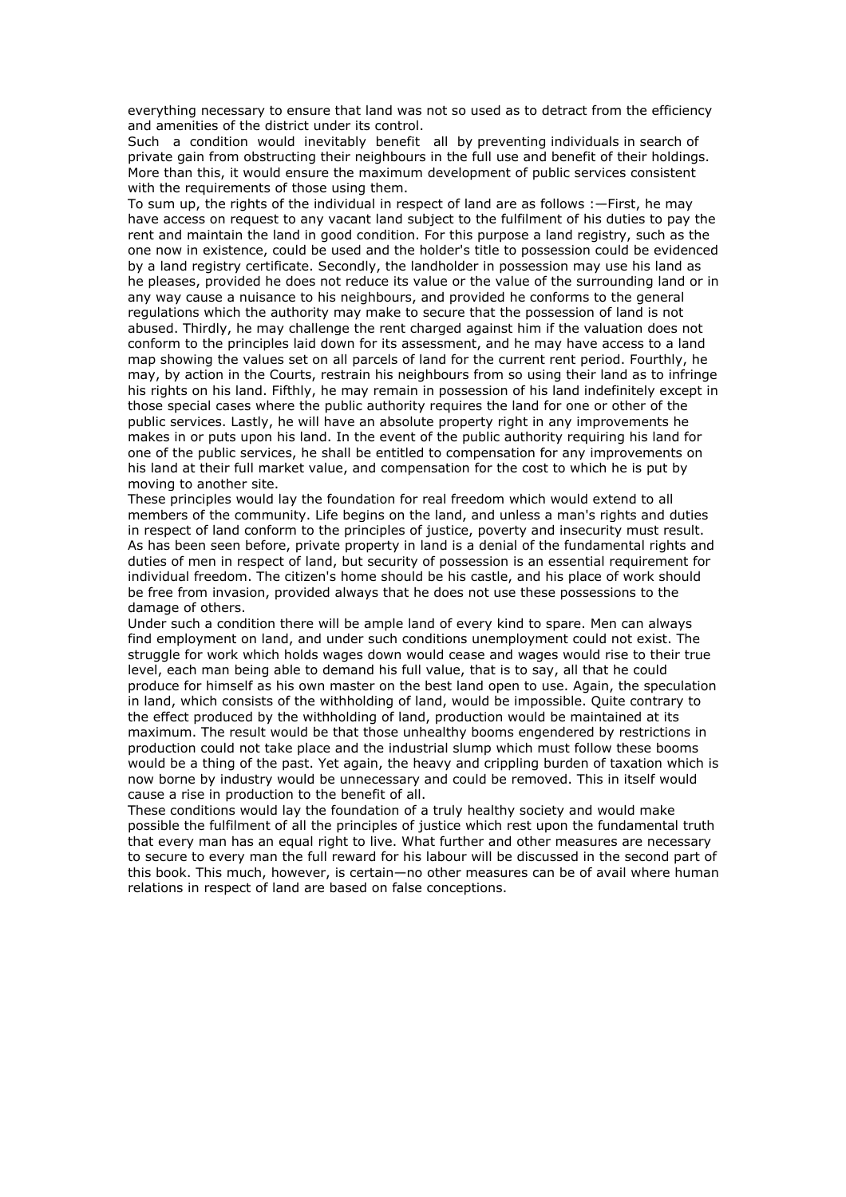everything necessary to ensure that land was not so used as to detract from the efficiency and amenities of the district under its control.

Such a condition would inevitably benefit all by preventing individuals in search of private gain from obstructing their neighbours in the full use and benefit of their holdings. More than this, it would ensure the maximum development of public services consistent with the requirements of those using them.

To sum up, the rights of the individual in respect of land are as follows :—First, he may have access on request to any vacant land subject to the fulfilment of his duties to pay the rent and maintain the land in good condition. For this purpose a land registry, such as the one now in existence, could be used and the holder's title to possession could be evidenced by a land registry certificate. Secondly, the landholder in possession may use his land as he pleases, provided he does not reduce its value or the value of the surrounding land or in any way cause a nuisance to his neighbours, and provided he conforms to the general regulations which the authority may make to secure that the possession of land is not abused. Thirdly, he may challenge the rent charged against him if the valuation does not conform to the principles laid down for its assessment, and he may have access to a land map showing the values set on all parcels of land for the current rent period. Fourthly, he may, by action in the Courts, restrain his neighbours from so using their land as to infringe his rights on his land. Fifthly, he may remain in possession of his land indefinitely except in those special cases where the public authority requires the land for one or other of the public services. Lastly, he will have an absolute property right in any improvements he makes in or puts upon his land. In the event of the public authority requiring his land for one of the public services, he shall be entitled to compensation for any improvements on his land at their full market value, and compensation for the cost to which he is put by moving to another site.

These principles would lay the foundation for real freedom which would extend to all members of the community. Life begins on the land, and unless a man's rights and duties in respect of land conform to the principles of justice, poverty and insecurity must result. As has been seen before, private property in land is a denial of the fundamental rights and duties of men in respect of land, but security of possession is an essential requirement for individual freedom. The citizen's home should be his castle, and his place of work should be free from invasion, provided always that he does not use these possessions to the damage of others.

Under such a condition there will be ample land of every kind to spare. Men can always find employment on land, and under such conditions unemployment could not exist. The struggle for work which holds wages down would cease and wages would rise to their true level, each man being able to demand his full value, that is to say, all that he could produce for himself as his own master on the best land open to use. Again, the speculation in land, which consists of the withholding of land, would be impossible. Quite contrary to the effect produced by the withholding of land, production would be maintained at its maximum. The result would be that those unhealthy booms engendered by restrictions in production could not take place and the industrial slump which must follow these booms would be a thing of the past. Yet again, the heavy and crippling burden of taxation which is now borne by industry would be unnecessary and could be removed. This in itself would cause a rise in production to the benefit of all.

These conditions would lay the foundation of a truly healthy society and would make possible the fulfilment of all the principles of justice which rest upon the fundamental truth that every man has an equal right to live. What further and other measures are necessary to secure to every man the full reward for his labour will be discussed in the second part of this book. This much, however, is certain—no other measures can be of avail where human relations in respect of land are based on false conceptions.